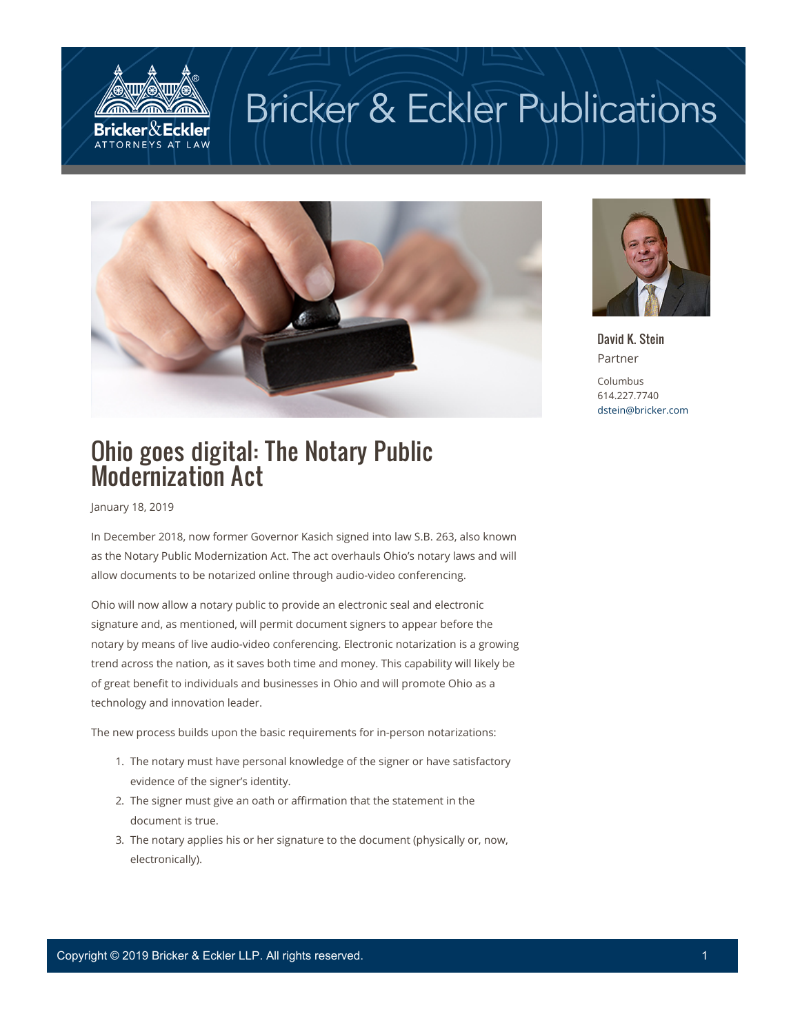Bricker & Eckler Publications

David K. Stein
Partner

Columbus
614.227.7740
dstein@bricker.com

# Ohio goes digital: The Notary Public Modernization Act

January 18, 2019

In December 2018, now former Governor Kasich signed into law S.B. 263, also known as the Notary Public Modernization Act. The act overhauls Ohio's notary laws and will allow documents to be notarized online through audio-video conferencing.

Ohio will now allow a notary public to provide an electronic seal and electronic signature and, as mentioned, will permit document signers to appear before the notary by means of live audio-video conferencing. Electronic notarization is a growing trend across the nation, as it saves both time and money. This capability will likely be of great benefit to individuals and businesses in Ohio and will promote Ohio as a technology and innovation leader.

The new process builds upon the basic requirements for in-person notarizations:

1. The notary must have personal knowledge of the signer or have satisfactory evidence of the signer's identity.
2. The signer must give an oath or affirmation that the statement in the document is true.
3. The notary applies his or her signature to the document (physically or, now, electronically).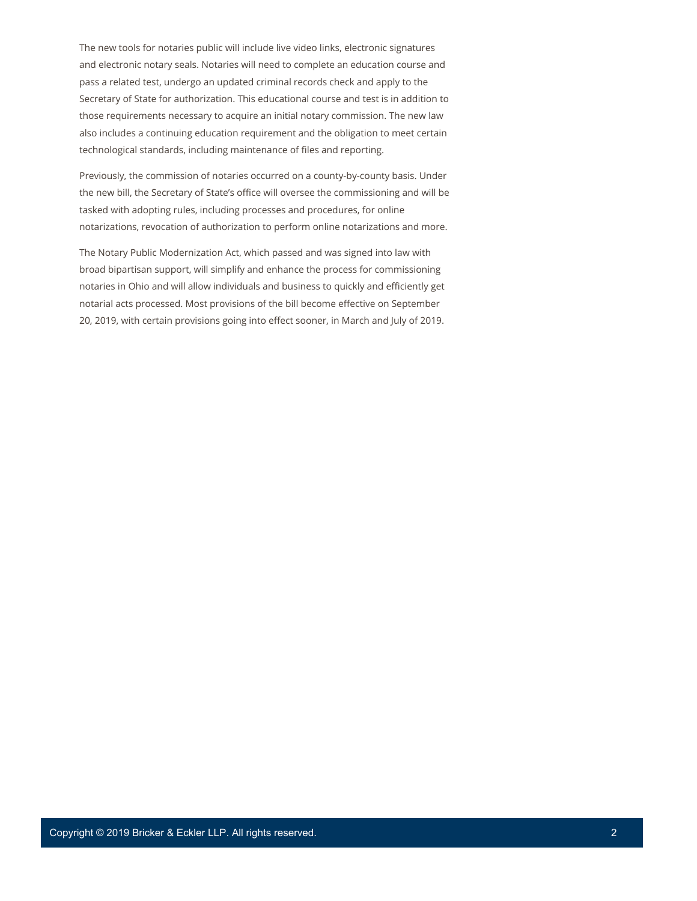The new tools for notaries public will include live video links, electronic signatures and electronic notary seals. Notaries will need to complete an education course and pass a related test, undergo an updated criminal records check and apply to the Secretary of State for authorization. This educational course and test is in addition to those requirements necessary to acquire an initial notary commission. The new law also includes a continuing education requirement and the obligation to meet certain technological standards, including maintenance of files and reporting.

Previously, the commission of notaries occurred on a county-by-county basis. Under the new bill, the Secretary of State's office will oversee the commissioning and will be tasked with adopting rules, including processes and procedures, for online notarizations, revocation of authorization to perform online notarizations and more.

The Notary Public Modernization Act, which passed and was signed into law with broad bipartisan support, will simplify and enhance the process for commissioning notaries in Ohio and will allow individuals and business to quickly and efficiently get notarial acts processed. Most provisions of the bill become effective on September 20, 2019, with certain provisions going into effect sooner, in March and July of 2019.